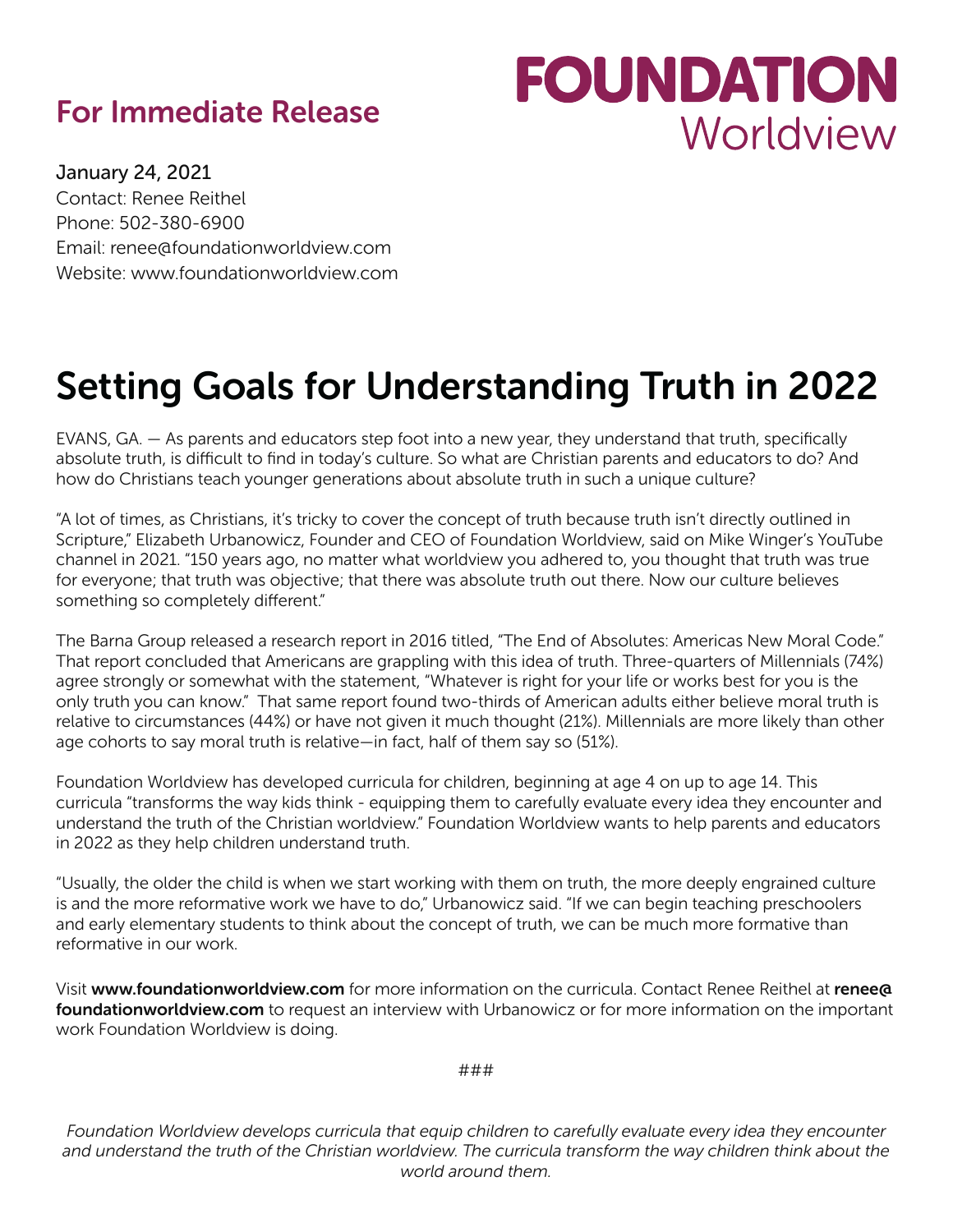## For Immediate Release

**FOUNDATION**
Worldview

January 24, 2021
Contact: Renee Reithel
Phone: 502-380-6900
Email: renee@foundationworldview.com
Website: www.foundationworldview.com

# Setting Goals for Understanding Truth in 2022

EVANS, GA. — As parents and educators step foot into a new year, they understand that truth, specifically absolute truth, is difficult to find in today's culture. So what are Christian parents and educators to do? And how do Christians teach younger generations about absolute truth in such a unique culture?

"A lot of times, as Christians, it's tricky to cover the concept of truth because truth isn't directly outlined in Scripture," Elizabeth Urbanowicz, Founder and CEO of Foundation Worldview, said on Mike Winger's YouTube channel in 2021. "150 years ago, no matter what worldview you adhered to, you thought that truth was true for everyone; that truth was objective; that there was absolute truth out there. Now our culture believes something so completely different."

The Barna Group released a research report in 2016 titled, "The End of Absolutes: Americas New Moral Code." That report concluded that Americans are grappling with this idea of truth. Three-quarters of Millennials (74%) agree strongly or somewhat with the statement, "Whatever is right for your life or works best for you is the only truth you can know." That same report found two-thirds of American adults either believe moral truth is relative to circumstances (44%) or have not given it much thought (21%). Millennials are more likely than other age cohorts to say moral truth is relative—in fact, half of them say so (51%).

Foundation Worldview has developed curricula for children, beginning at age 4 on up to age 14. This curricula "transforms the way kids think - equipping them to carefully evaluate every idea they encounter and understand the truth of the Christian worldview." Foundation Worldview wants to help parents and educators in 2022 as they help children understand truth.

"Usually, the older the child is when we start working with them on truth, the more deeply engrained culture is and the more reformative work we have to do," Urbanowicz said. "If we can begin teaching preschoolers and early elementary students to think about the concept of truth, we can be much more formative than reformative in our work.

Visit **www.foundationworldview.com** for more information on the curricula. Contact Renee Reithel at **renee@foundationworldview.com** to request an interview with Urbanowicz or for more information on the important work Foundation Worldview is doing.

###

*Foundation Worldview develops curricula that equip children to carefully evaluate every idea they encounter and understand the truth of the Christian worldview. The curricula transform the way children think about the world around them.*